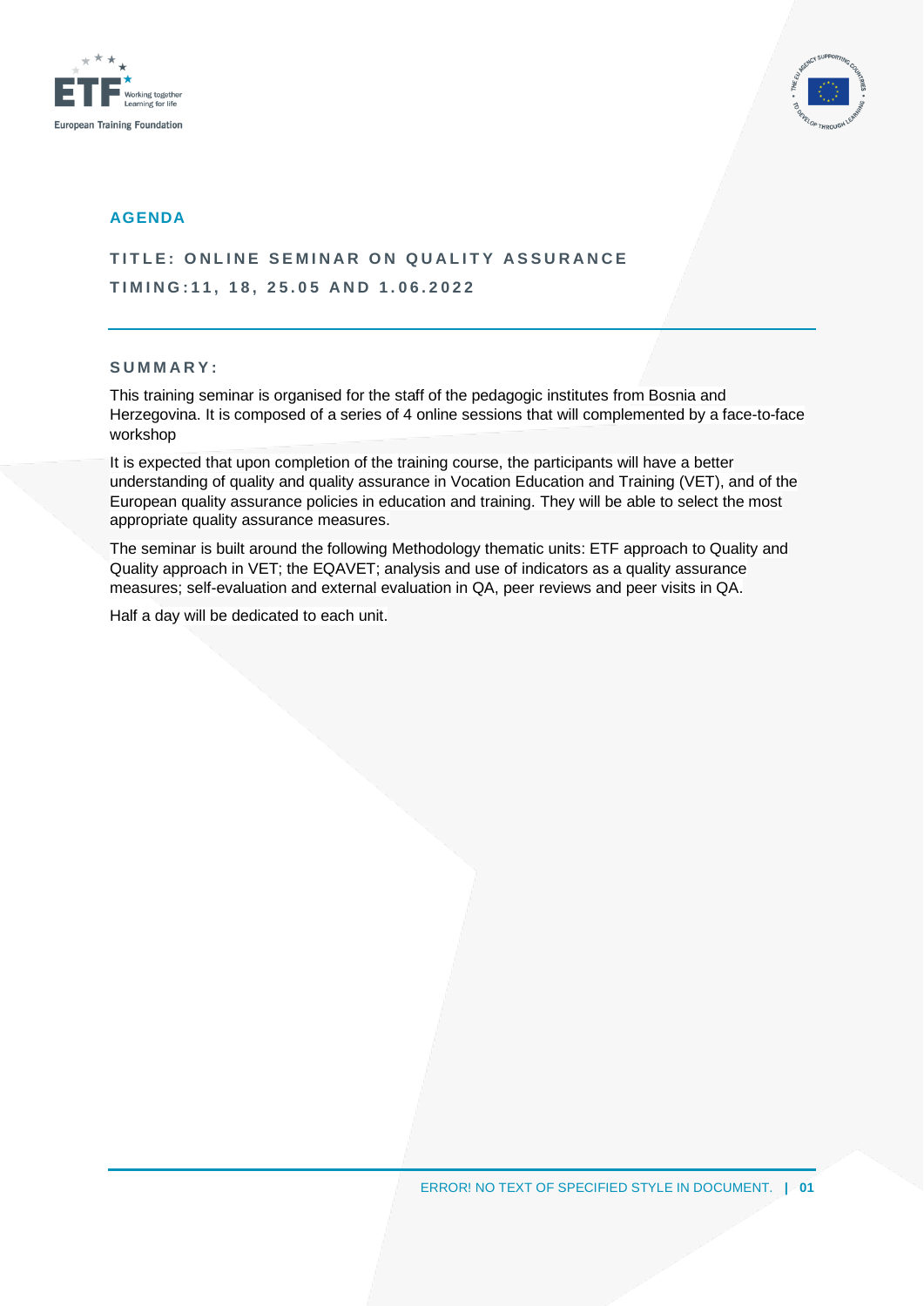# AGENDA

## TITLE: ONLINE SEMINAR ON QUALITY ASSURANCE

## TIMING:11, 18, 25.05 AND 1.06.2022

### SUMMARY:

This training seminar is organised for the staff of the pedagogic institutes from Bosnia and Herzegovina. It is composed of a series of 4 online sessions that will complemented by a face-to-face workshop

It is expected that upon completion of the training course, the participants will have a better understanding of quality and quality assurance in Vocation Education and Training (VET), and of the European quality assurance policies in education and training. They will be able to select the most appropriate quality assurance measures.

The seminar is built around the following Methodology thematic units: ETF approach to Quality and Quality approach in VET; the EQAVET; analysis and use of indicators as a quality assurance measures; self-evaluation and external evaluation in QA, peer reviews and peer visits in QA.

Half a day will be dedicated to each unit.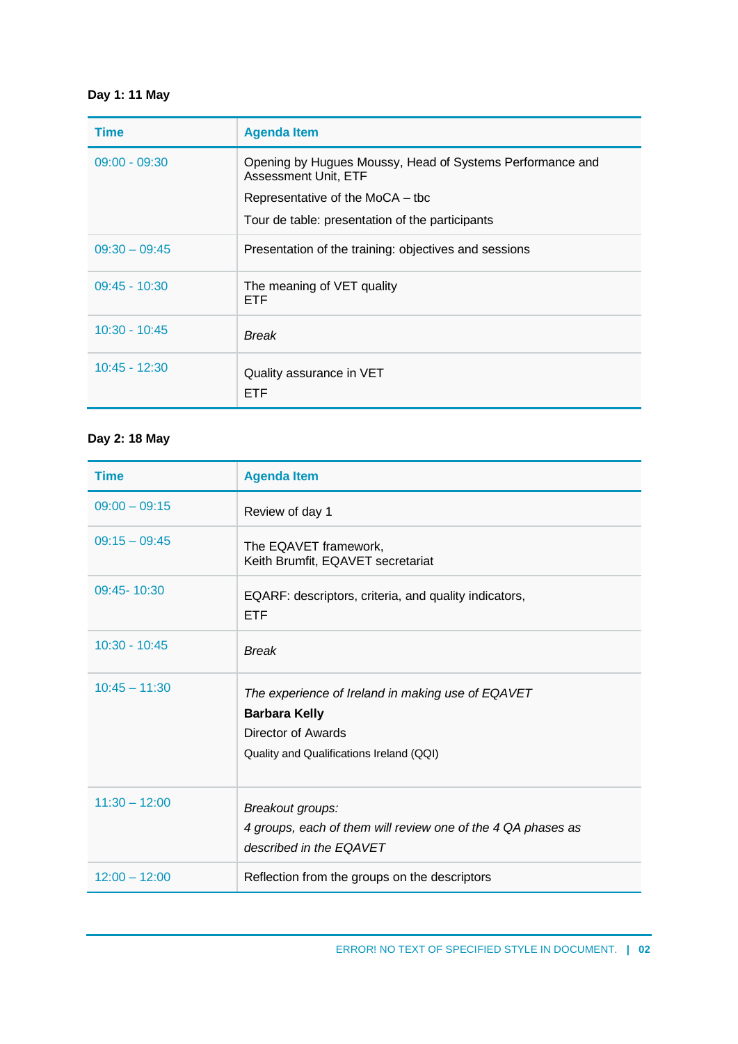**Day 1: 11 May**

| Time | Agenda Item |
|---|---|
| 09:00 - 09:30 | Opening by Hugues Moussy, Head of Systems Performance and Assessment Unit, ETF<br>Representative of the MoCA – tbc<br>Tour de table: presentation of the participants |
| 09:30 – 09:45 | Presentation of the training: objectives and sessions |
| 09:45 - 10:30 | The meaning of VET quality<br>ETF |
| 10:30 - 10:45 | *Break* |
| 10:45 - 12:30 | Quality assurance in VET<br>ETF |

**Day 2: 18 May**

| Time | Agenda Item |
|---|---|
| 09:00 – 09:15 | Review of day 1 |
| 09:15 – 09:45 | The EQAVET framework,<br>Keith Brumfit, EQAVET secretariat |
| 09:45- 10:30 | EQARF: descriptors, criteria, and quality indicators,<br>ETF |
| 10:30 - 10:45 | *Break* |
| 10:45 – 11:30 | *The experience of Ireland in making use of EQAVET*<br>**Barbara Kelly**<br>Director of Awards<br>Quality and Qualifications Ireland (QQI) |
| 11:30 – 12:00 | *Breakout groups:*<br>*4 groups, each of them will review one of the 4 QA phases as described in the EQAVET* |
| 12:00 – 12:00 | Reflection from the groups on the descriptors |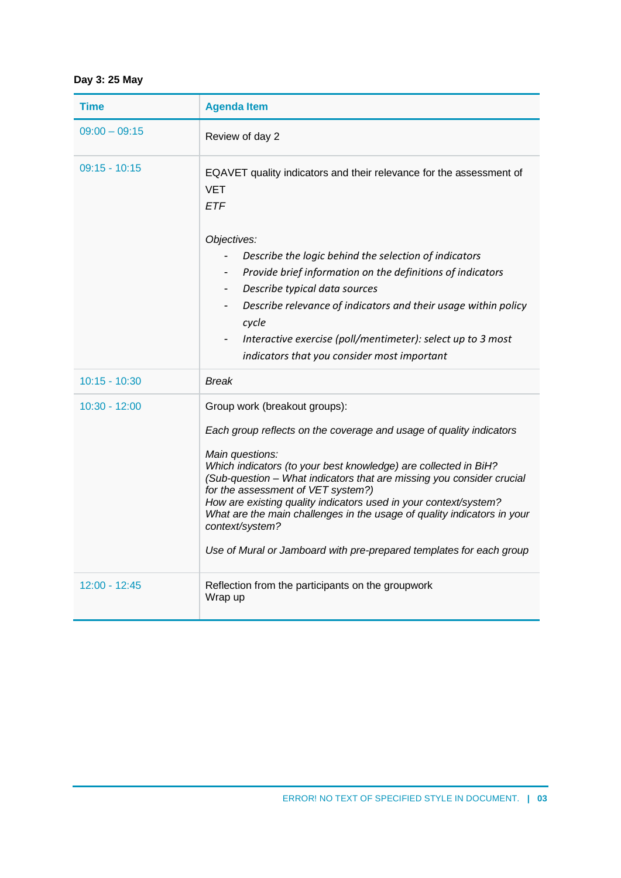**Day 3: 25 May**

| Time | Agenda Item |
| --- | --- |
| 09:00 – 09:15 | Review of day 2 |
| 09:15 - 10:15 | EQAVET quality indicators and their relevance for the assessment of VET<br>*ETF*<br><br>*Objectives:*<br>- *Describe the logic behind the selection of indicators*<br>- *Provide brief information on the definitions of indicators*<br>- *Describe typical data sources*<br>- *Describe relevance of indicators and their usage within policy cycle*<br>- *Interactive exercise (poll/mentimeter): select up to 3 most indicators that you consider most important* |
| 10:15 - 10:30 | *Break* |
| 10:30 - 12:00 | Group work (breakout groups):<br><br>*Each group reflects on the coverage and usage of quality indicators*<br><br>*Main questions:*<br>*Which indicators (to your best knowledge) are collected in BiH?*<br>*(Sub-question – What indicators that are missing you consider crucial for the assessment of VET system?)*<br>*How are existing quality indicators used in your context/system?*<br>*What are the main challenges in the usage of quality indicators in your context/system?*<br><br>*Use of Mural or Jamboard with pre-prepared templates for each group* |
| 12:00 - 12:45 | Reflection from the participants on the groupwork<br>Wrap up |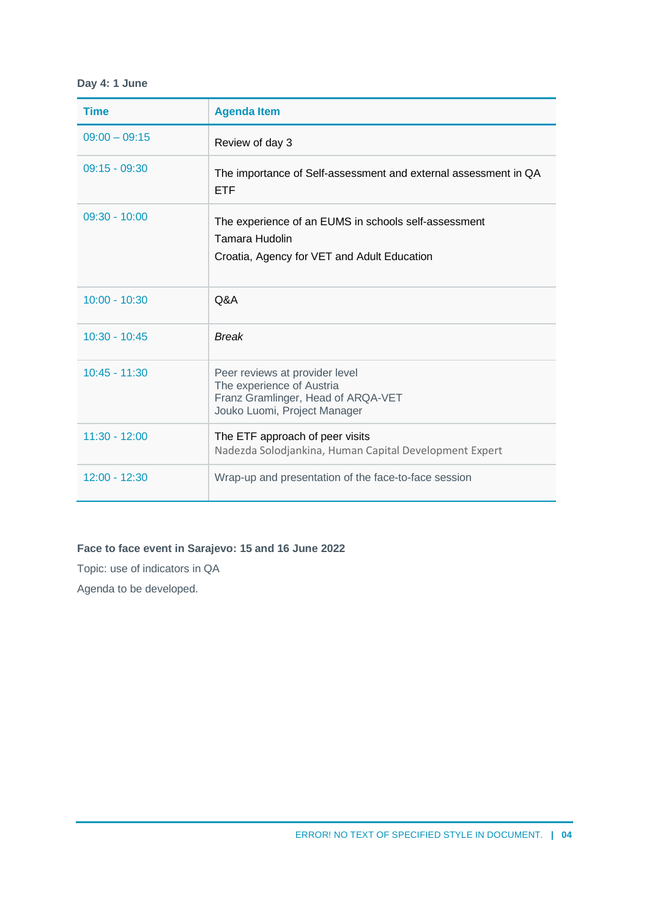**Day 4: 1 June**

| Time | Agenda Item |
|---|---|
| 09:00 – 09:15 | Review of day 3 |
| 09:15 - 09:30 | The importance of Self-assessment and external assessment in QA ETF |
| 09:30 - 10:00 | The experience of an EUMS in schools self-assessment<br>Tamara Hudolin<br>Croatia, Agency for VET and Adult Education |
| 10:00 - 10:30 | Q&A |
| 10:30 - 10:45 | *Break* |
| 10:45 - 11:30 | Peer reviews at provider level<br>The experience of Austria<br>Franz Gramlinger, Head of ARQA-VET<br>Jouko Luomi, Project Manager |
| 11:30 - 12:00 | The ETF approach of peer visits<br>Nadezda Solodjankina, Human Capital Development Expert |
| 12:00 - 12:30 | Wrap-up and presentation of the face-to-face session |

**Face to face event in Sarajevo: 15 and 16 June 2022**

Topic: use of indicators in QA

Agenda to be developed.